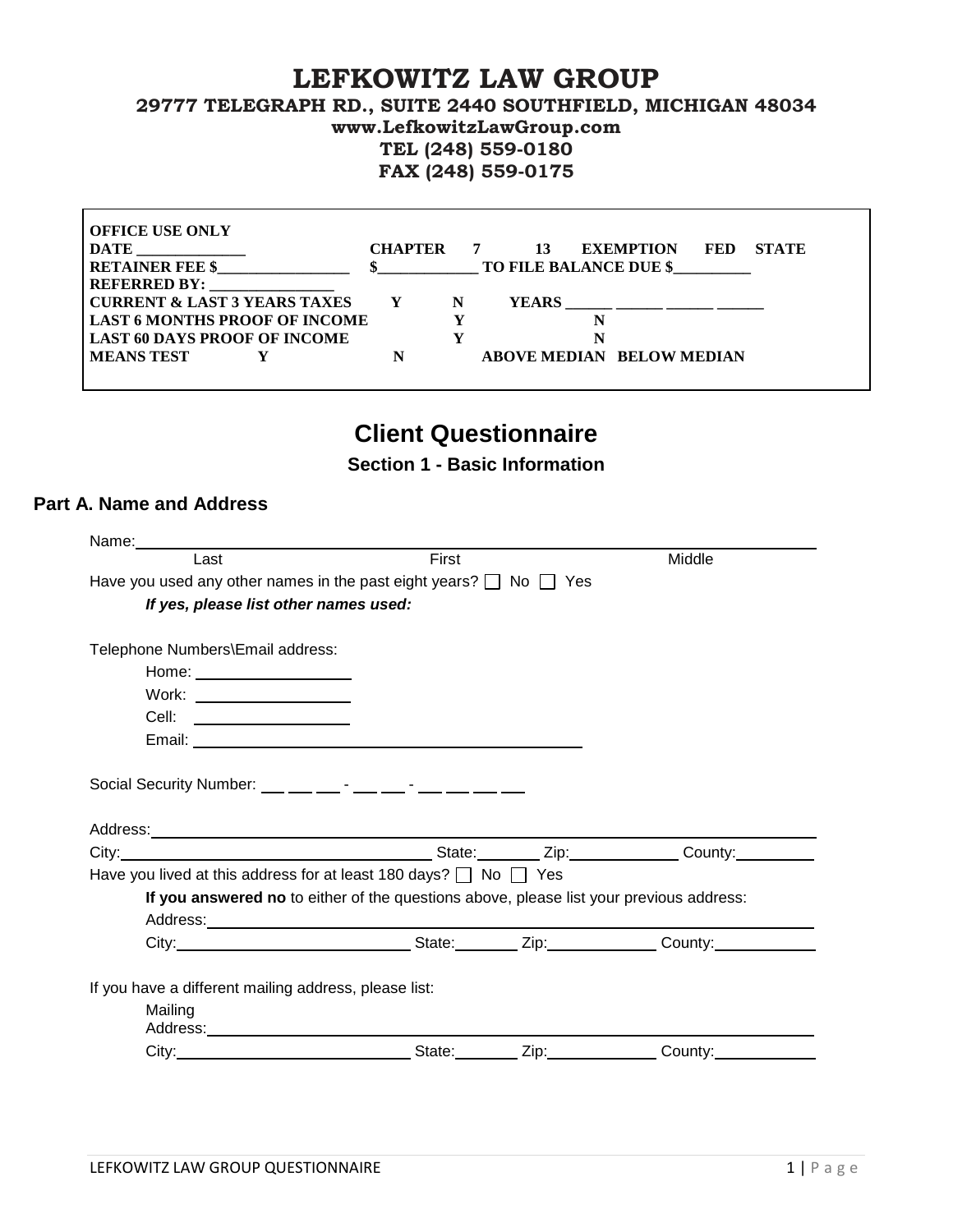# LEFKOWITZ LAW GROUP

**29777 TELEGRAPH RD., SUITE 2440 SOUTHFIELD, MICHIGAN 48034**

**www.LefkowitzLawGroup.com**

**TEL (248) 559-0180**

**FAX (248) 559-0175**

| | | | |
|---|---|---|---|
| **OFFICE USE ONLY** | | | |
| **DATE ______________** | **CHAPTER 7 13** | **EXEMPTION FED STATE** | |
| **RETAINER FEE $________________** | **$____________ TO FILE BALANCE DUE $__________** | | |
| **REFERRED BY: ________________** | | | |
| **CURRENT & LAST 3 YEARS TAXES** | **Y N** | **YEARS ______ ______ ______ ______** | |
| **LAST 6 MONTHS PROOF OF INCOME** | **Y** | **N** | |
| **LAST 60 DAYS PROOF OF INCOME** | **Y** | **N** | |
| **MEANS TEST Y** | **N** | **ABOVE MEDIAN BELOW MEDIAN** | |

## Client Questionnaire

### Section 1 - Basic Information

### Part A. Name and Address

Name:______________________________________________________________
Last First Middle

Have you used any other names in the past eight years? ☐ No ☐ Yes

***If yes, please list other names used:***

Telephone Numbers\Email address:

Home: __________________

Work: __________________

Cell: __________________

Email: ______________________________________

Social Security Number: __ __ __ - __ __ - __ __ __ __

Address:______________________________________________________________

City:_______________________________ State:_______ Zip:____________ County:_________

Have you lived at this address for at least 180 days? ☐ No ☐ Yes

**If you answered no** to either of the questions above, please list your previous address:

Address:______________________________________________________________

City:_________________________ State:_______ Zip:____________ County:___________

If you have a different mailing address, please list:

Mailing Address:______________________________________________________________

City:_________________________ State:_______ Zip:____________ County:___________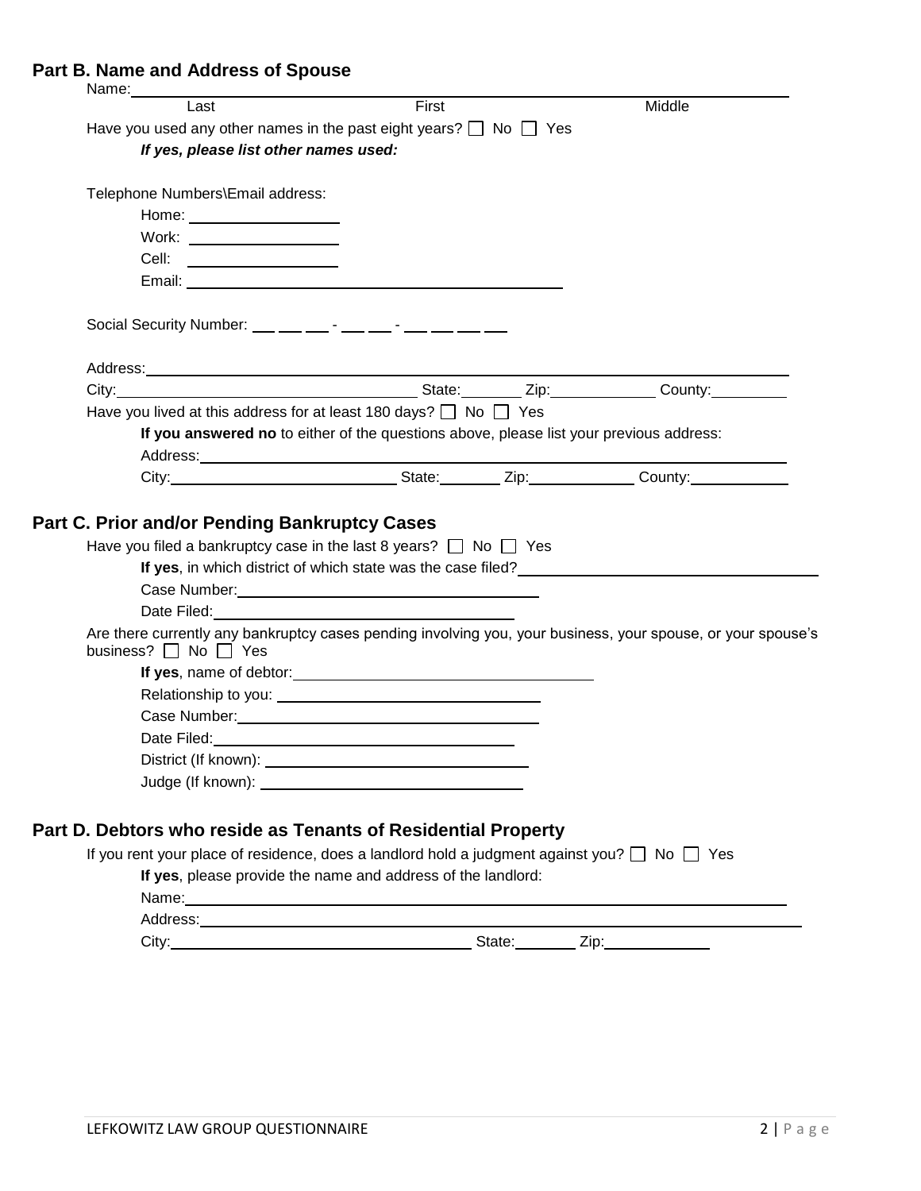## Part B. Name and Address of Spouse

Name: ______________________________________________________________

Last First Middle

Have you used any other names in the past eight years? ☐ No ☐ Yes

*If yes, please list other names used:*

Telephone Numbers\Email address:

Home: ____________________

Work: ____________________

Cell: ____________________

Email: ________________________________________________

Social Security Number: __ __ __ - __ __ - __ __ __ __

Address: ______________________________________________________________

City: ______________________ State: ______ Zip: __________ County: ________

Have you lived at this address for at least 180 days? ☐ No ☐ Yes

**If you answered no** to either of the questions above, please list your previous address:

Address: ______________________________________________________________

City: ______________________ State: ______ Zip: __________ County: ________

## Part C. Prior and/or Pending Bankruptcy Cases

Have you filed a bankruptcy case in the last 8 years? ☐ No ☐ Yes

**If yes**, in which district of which state was the case filed? ______________________

Case Number: ______________________________

Date Filed: ______________________________

Are there currently any bankruptcy cases pending involving you, your business, your spouse, or your spouse's business? ☐ No ☐ Yes

**If yes**, name of debtor: ______________________________

Relationship to you: ______________________________

Case Number: ______________________________

Date Filed: ______________________________

District (If known): ______________________________

Judge (If known): ______________________________

## Part D. Debtors who reside as Tenants of Residential Property

If you rent your place of residence, does a landlord hold a judgment against you? ☐ No ☐ Yes

**If yes**, please provide the name and address of the landlord:

Name: ______________________________________________________________

Address: ______________________________________________________________

City: ______________________ State: ______ Zip: __________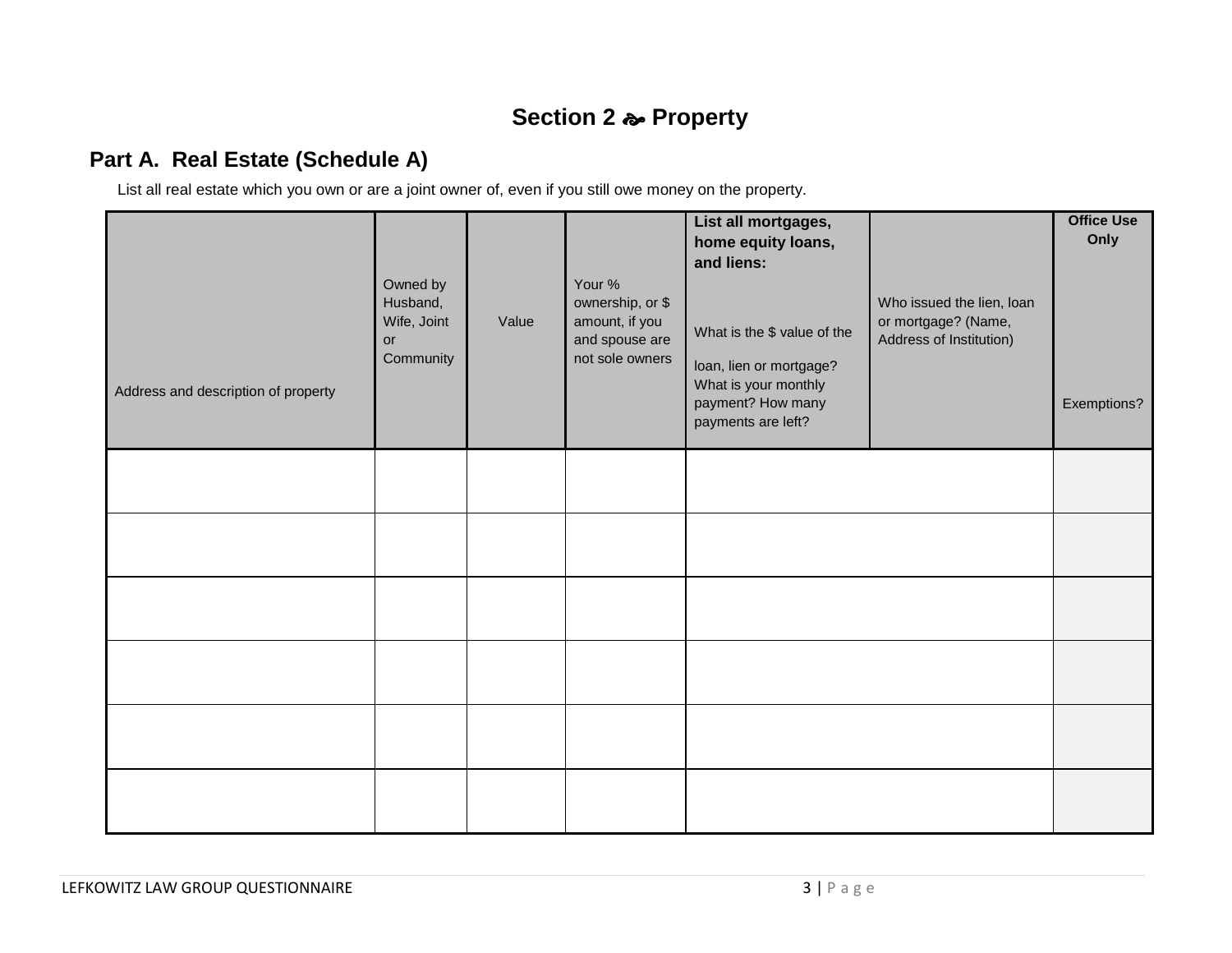# Section 2 ☙ Property

## Part A. Real Estate (Schedule A)

List all real estate which you own or are a joint owner of, even if you still owe money on the property.

| Address and description of property | Owned by Husband, Wife, Joint or Community | Value | Your % ownership, or $ amount, if you and spouse are not sole owners | **List all mortgages, home equity loans, and liens:** What is the $ value of the loan, lien or mortgage? What is your monthly payment? How many payments are left? | Who issued the lien, loan or mortgage? (Name, Address of Institution) | **Office Use Only** Exemptions? |
|---|---|---|---|---|---|---|
| | | | | | | |
| | | | | | | |
| | | | | | | |
| | | | | | | |
| | | | | | | |
| | | | | | | |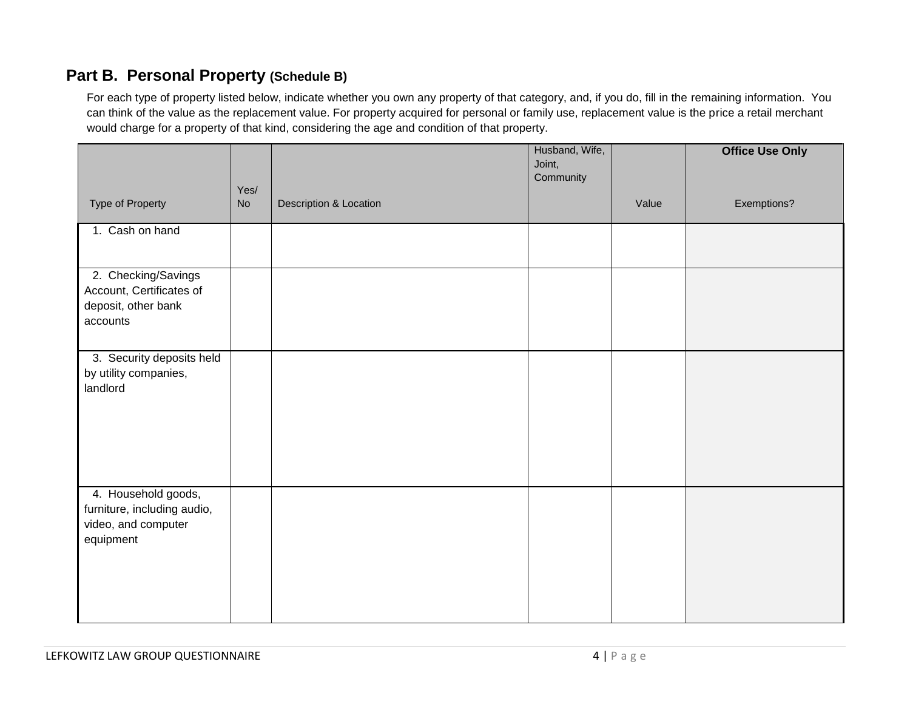## Part B. Personal Property (Schedule B)

For each type of property listed below, indicate whether you own any property of that category, and, if you do, fill in the remaining information. You can think of the value as the replacement value. For property acquired for personal or family use, replacement value is the price a retail merchant would charge for a property of that kind, considering the age and condition of that property.

| Type of Property | Yes/ No | Description & Location | Husband, Wife, Joint, Community | Value | Office Use Only<br>Exemptions? |
|---|---|---|---|---|---|
| 1. Cash on hand | | | | | |
| 2. Checking/Savings Account, Certificates of deposit, other bank accounts | | | | | |
| 3. Security deposits held by utility companies, landlord | | | | | |
| 4. Household goods, furniture, including audio, video, and computer equipment | | | | | |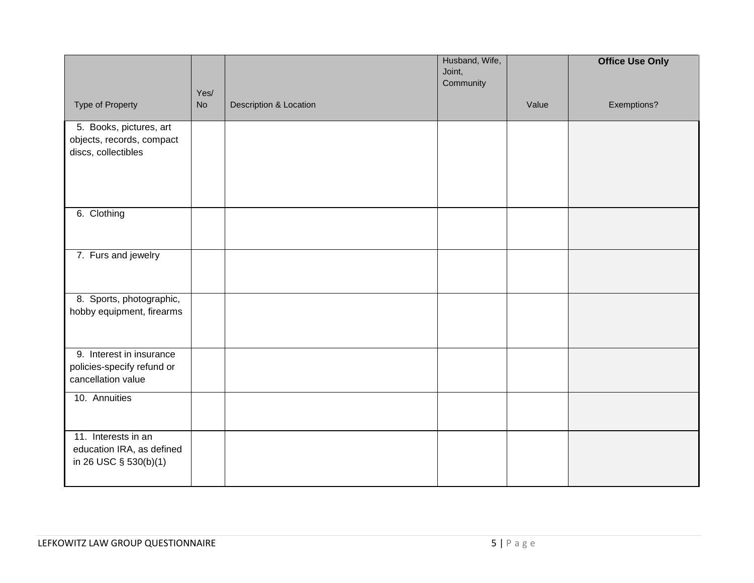| Type of Property | Yes/ No | Description & Location | Husband, Wife, Joint, Community | Value | **Office Use Only** Exemptions? |
|---|---|---|---|---|---|
| 5. Books, pictures, art objects, records, compact discs, collectibles | | | | | |
| 6. Clothing | | | | | |
| 7. Furs and jewelry | | | | | |
| 8. Sports, photographic, hobby equipment, firearms | | | | | |
| 9. Interest in insurance policies-specify refund or cancellation value | | | | | |
| 10. Annuities | | | | | |
| 11. Interests in an education IRA, as defined in 26 USC § 530(b)(1) | | | | | |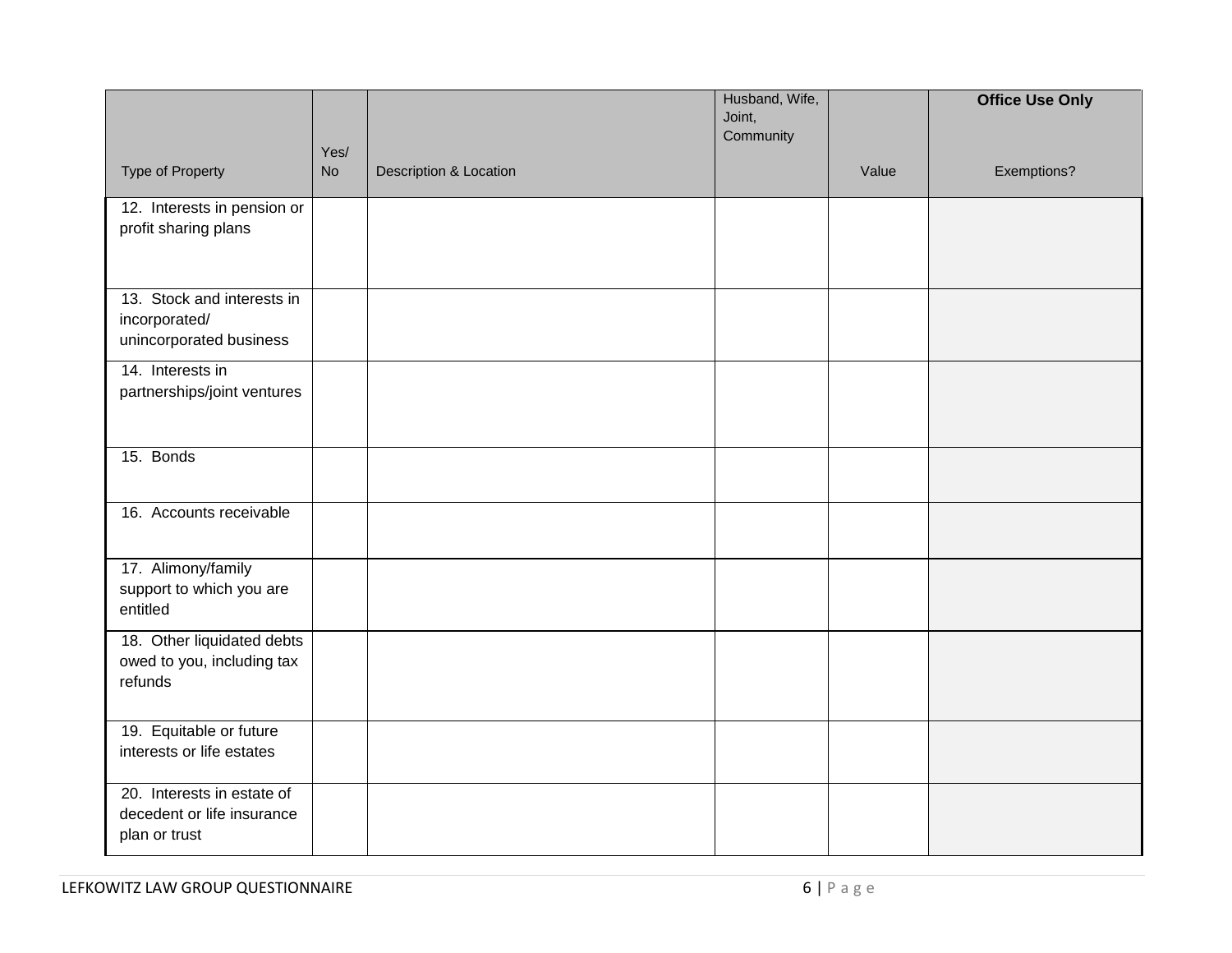| Type of Property | Yes/ No | Description & Location | Husband, Wife, Joint, Community | Value | **Office Use Only** Exemptions? |
|---|---|---|---|---|---|
| 12. Interests in pension or profit sharing plans | | | | | |
| 13. Stock and interests in incorporated/ unincorporated business | | | | | |
| 14. Interests in partnerships/joint ventures | | | | | |
| 15. Bonds | | | | | |
| 16. Accounts receivable | | | | | |
| 17. Alimony/family support to which you are entitled | | | | | |
| 18. Other liquidated debts owed to you, including tax refunds | | | | | |
| 19. Equitable or future interests or life estates | | | | | |
| 20. Interests in estate of decedent or life insurance plan or trust | | | | | |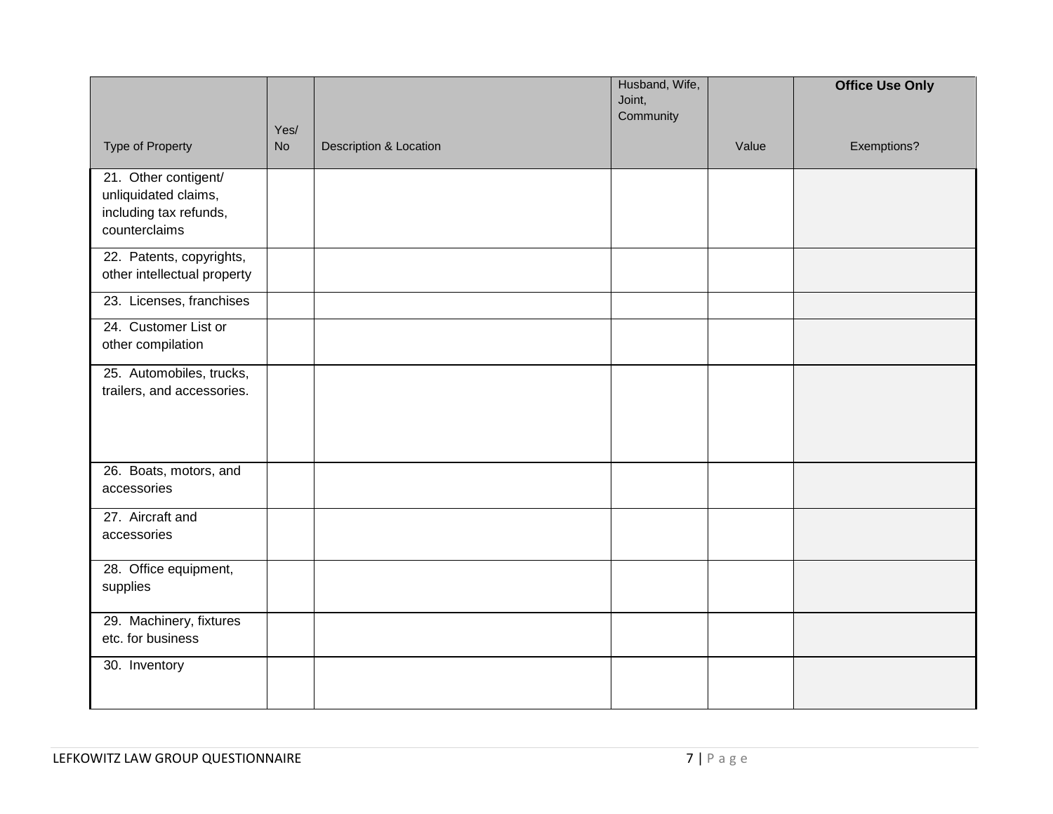| Type of Property | Yes/ No | Description & Location | Husband, Wife, Joint, Community | Value | **Office Use Only** Exemptions? |
|---|---|---|---|---|---|
| 21. Other contigent/ unliquidated claims, including tax refunds, counterclaims | | | | | |
| 22. Patents, copyrights, other intellectual property | | | | | |
| 23. Licenses, franchises | | | | | |
| 24. Customer List or other compilation | | | | | |
| 25. Automobiles, trucks, trailers, and accessories. | | | | | |
| 26. Boats, motors, and accessories | | | | | |
| 27. Aircraft and accessories | | | | | |
| 28. Office equipment, supplies | | | | | |
| 29. Machinery, fixtures etc. for business | | | | | |
| 30. Inventory | | | | | |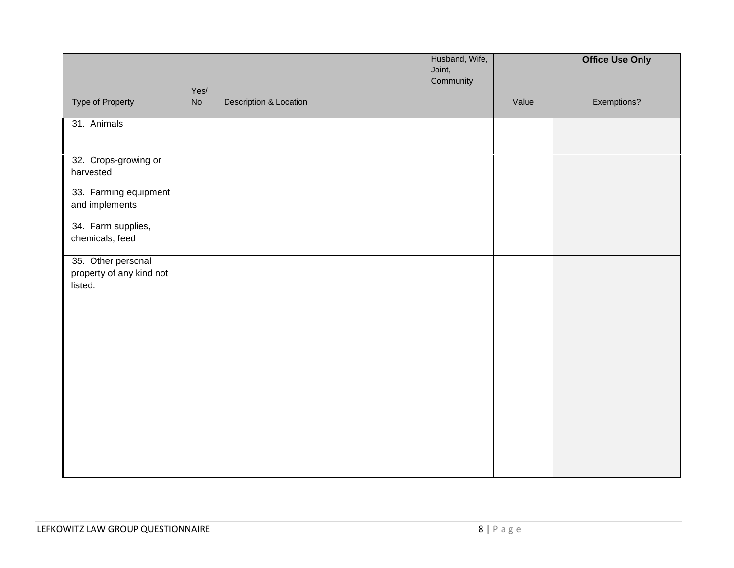| Type of Property | Yes/ No | Description & Location | Husband, Wife, Joint, Community | Value | **Office Use Only** Exemptions? |
|---|---|---|---|---|---|
| 31. Animals | | | | | |
| 32. Crops-growing or harvested | | | | | |
| 33. Farming equipment and implements | | | | | |
| 34. Farm supplies, chemicals, feed | | | | | |
| 35. Other personal property of any kind not listed. | | | | | |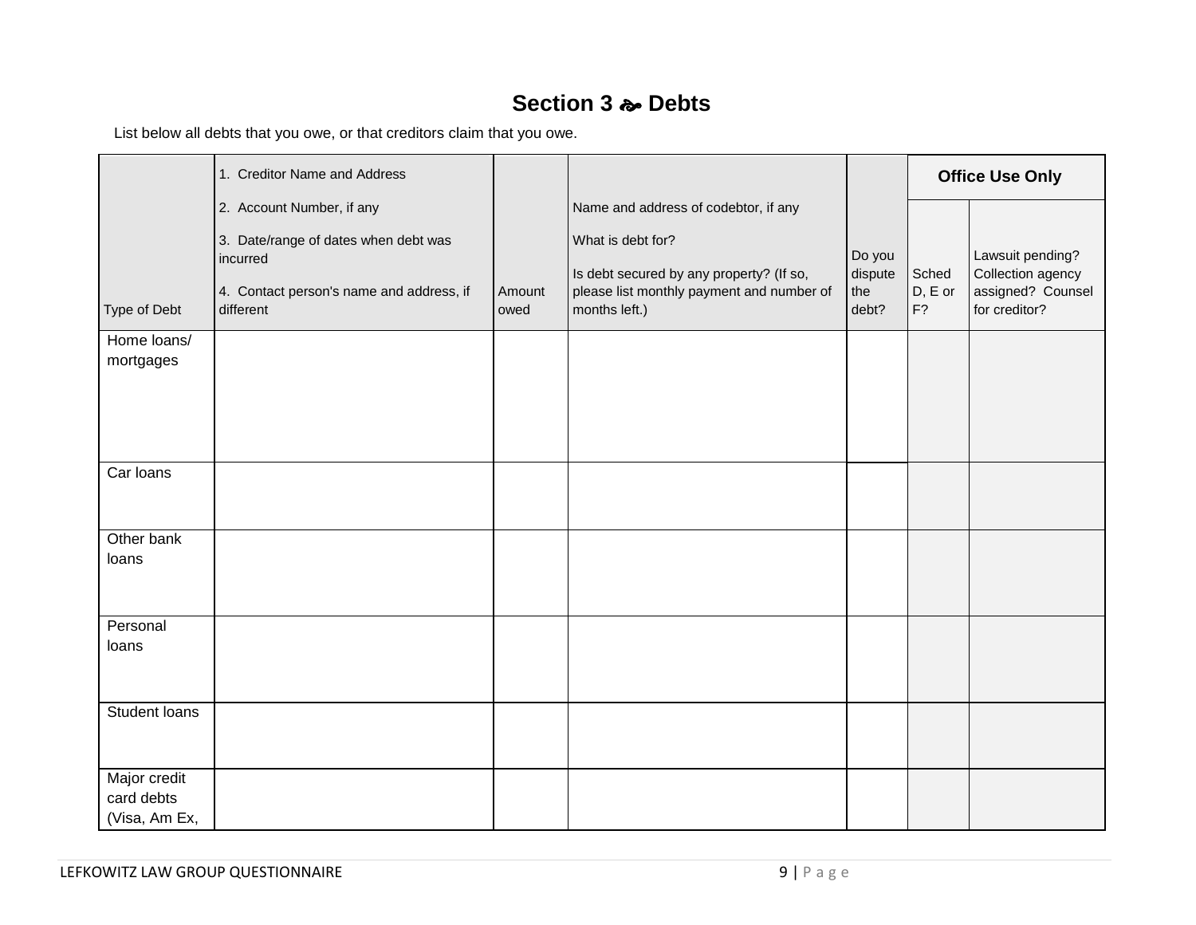## Section 3 ☙ Debts

List below all debts that you owe, or that creditors claim that you owe.

| Type of Debt | 1. Creditor Name and Address<br>2. Account Number, if any<br>3. Date/range of dates when debt was incurred<br>4. Contact person's name and address, if different | Amount owed | Name and address of codebtor, if any<br>What is debt for?<br>Is debt secured by any property? (If so, please list monthly payment and number of months left.) | Do you dispute the debt? | Office Use Only | |
|---|---|---|---|---|---|---|
| | | | | | Sched D, E or F? | Lawsuit pending? Collection agency assigned? Counsel for creditor? |
| Home loans/ mortgages | | | | | | |
| Car loans | | | | | | |
| Other bank loans | | | | | | |
| Personal loans | | | | | | |
| Student loans | | | | | | |
| Major credit card debts (Visa, Am Ex, | | | | | | |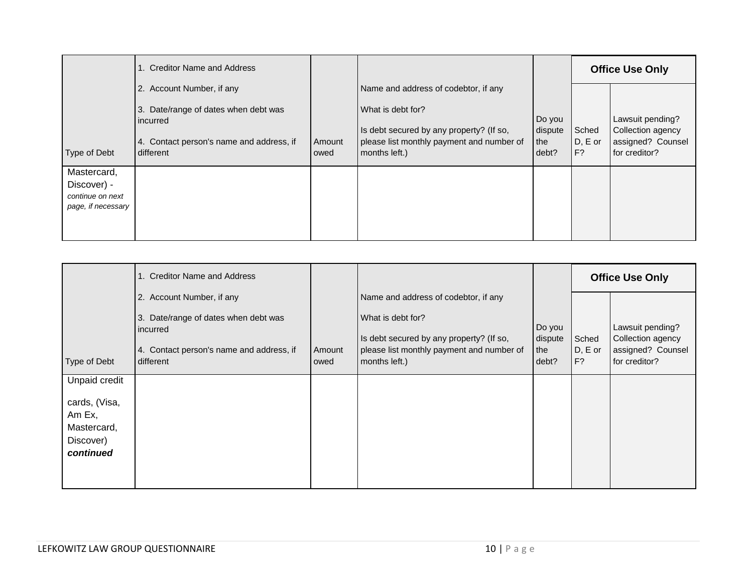| Type of Debt | 1. Creditor Name and Address<br>2. Account Number, if any<br>3. Date/range of dates when debt was incurred<br>4. Contact person's name and address, if different | Amount owed | Name and address of codebtor, if any<br>What is debt for?<br>Is debt secured by any property? (If so, please list monthly payment and number of months left.) | Do you dispute the debt? | Office Use Only | |
|---|---|---|---|---|---|---|
| | | | | | Sched D, E or F? | Lawsuit pending? Collection agency assigned? Counsel for creditor? |
| Mastercard, Discover) - *continue on next page, if necessary* | | | | | | |

| Type of Debt | 1. Creditor Name and Address<br>2. Account Number, if any<br>3. Date/range of dates when debt was incurred<br>4. Contact person's name and address, if different | Amount owed | Name and address of codebtor, if any<br>What is debt for?<br>Is debt secured by any property? (If so, please list monthly payment and number of months left.) | Do you dispute the debt? | Office Use Only | |
|---|---|---|---|---|---|---|
| | | | | | Sched D, E or F? | Lawsuit pending? Collection agency assigned? Counsel for creditor? |
| Unpaid credit cards, (Visa, Am Ex, Mastercard, Discover) ***continued*** | | | | | | |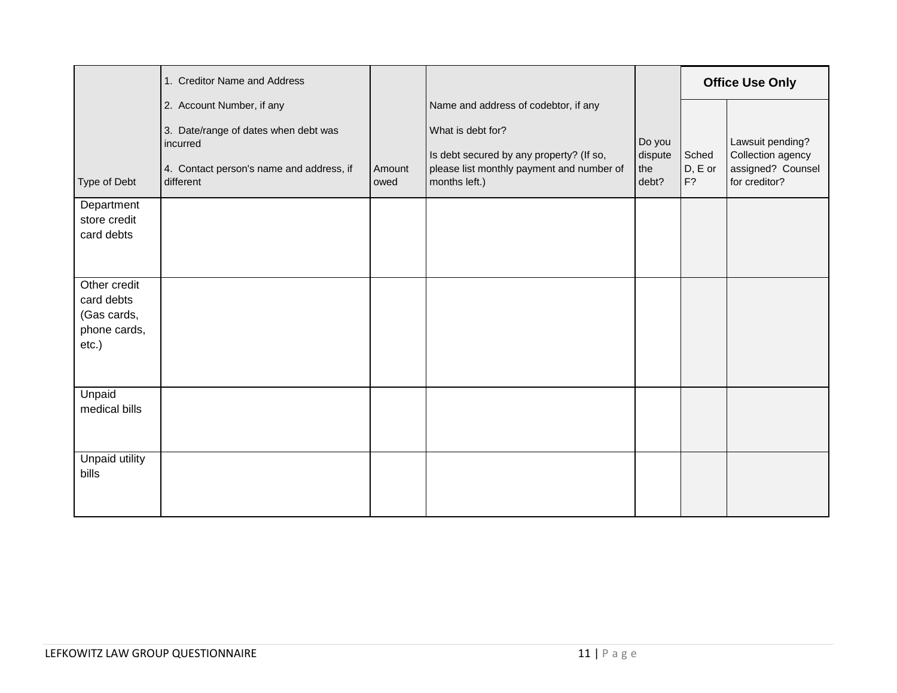| Type of Debt | 1. Creditor Name and Address<br>2. Account Number, if any<br>3. Date/range of dates when debt was incurred<br>4. Contact person's name and address, if different | Amount owed | Name and address of codebtor, if any<br>What is debt for?<br>Is debt secured by any property? (If so, please list monthly payment and number of months left.) | Do you dispute the debt? | **Office Use Only** | |
|---|---|---|---|---|---|---|
| | | | | | Sched D, E or F? | Lawsuit pending? Collection agency assigned? Counsel for creditor? |
| Department store credit card debts | | | | | | |
| Other credit card debts (Gas cards, phone cards, etc.) | | | | | | |
| Unpaid medical bills | | | | | | |
| Unpaid utility bills | | | | | | |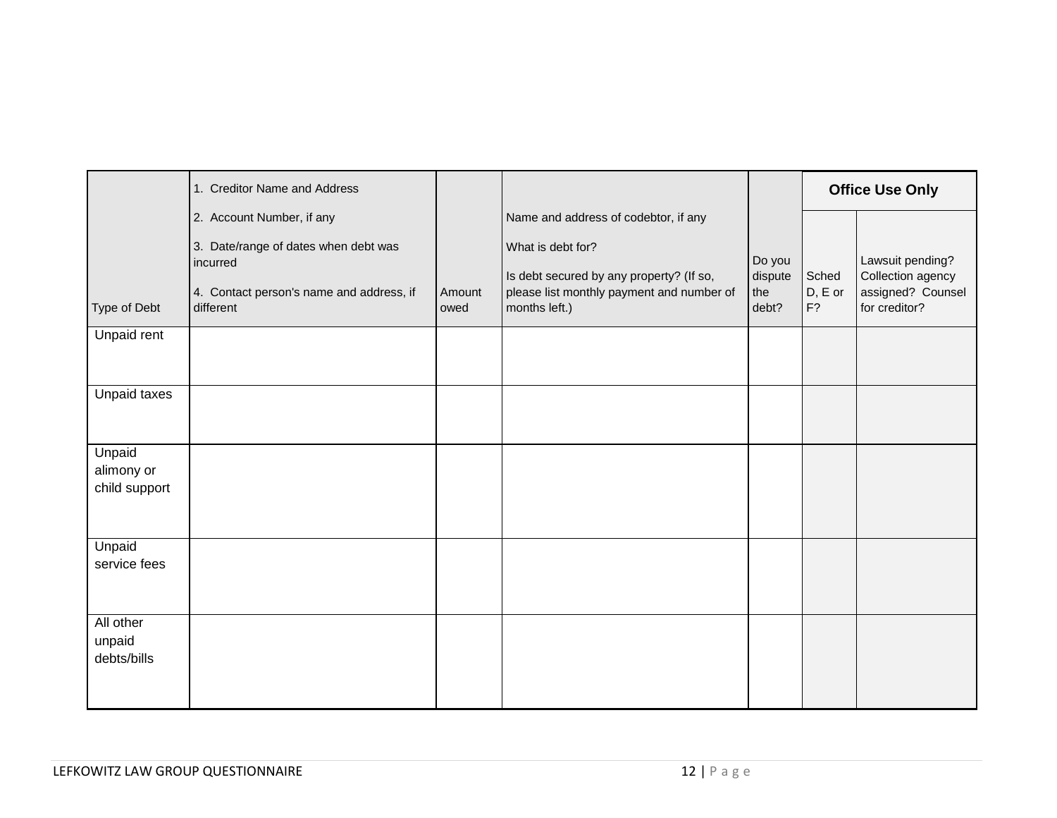| Type of Debt | 1. Creditor Name and Address<br>2. Account Number, if any<br>3. Date/range of dates when debt was incurred<br>4. Contact person's name and address, if different | Amount owed | Name and address of codebtor, if any<br>What is debt for?<br>Is debt secured by any property? (If so, please list monthly payment and number of months left.) | Do you dispute the debt? | Office Use Only | |
|---|---|---|---|---|---|---|
| | | | | | Sched D, E or F? | Lawsuit pending? Collection agency assigned? Counsel for creditor? |
| Unpaid rent | | | | | | |
| Unpaid taxes | | | | | | |
| Unpaid alimony or child support | | | | | | |
| Unpaid service fees | | | | | | |
| All other unpaid debts/bills | | | | | | |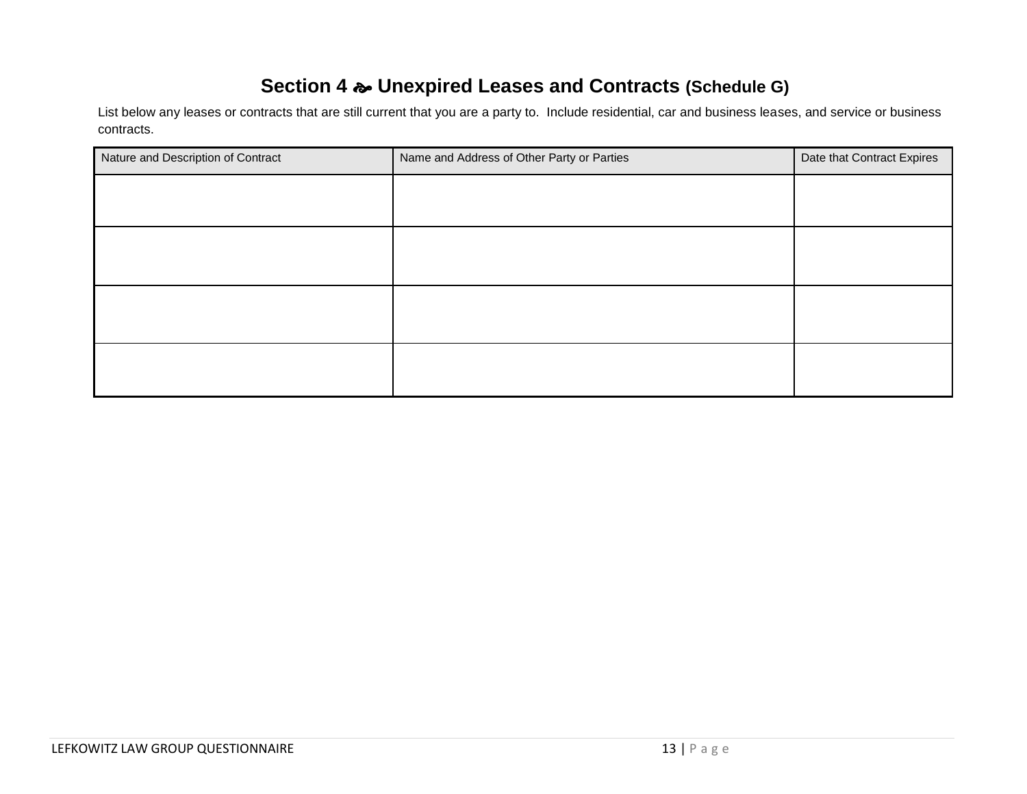## Section 4 ❧ Unexpired Leases and Contracts (Schedule G)

List below any leases or contracts that are still current that you are a party to. Include residential, car and business leases, and service or business contracts.

| Nature and Description of Contract | Name and Address of Other Party or Parties | Date that Contract Expires |
|---|---|---|
| | | |
| | | |
| | | |
| | | |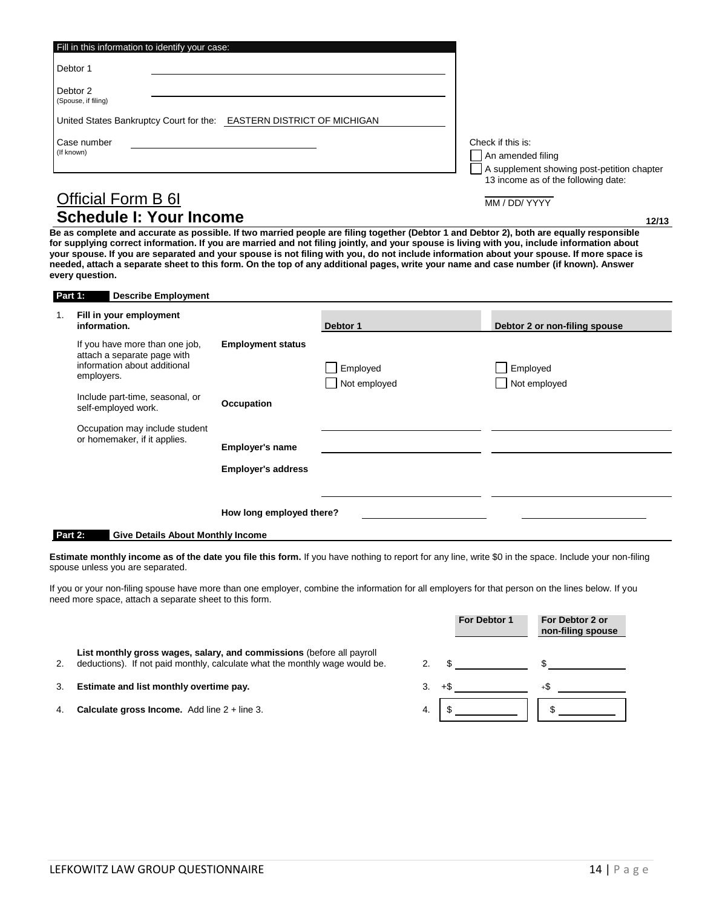Fill in this information to identify your case:

Debtor 1 ______________________

Debtor 2 ______________________
(Spouse, if filing)

United States Bankruptcy Court for the: EASTERN DISTRICT OF MICHIGAN

Case number ______________________
(If known)

Check if this is:

☐ An amended filing

☐ A supplement showing post-petition chapter 13 income as of the following date:

________
MM / DD/ YYYY

# Official Form B 6I

## Schedule I: Your Income

12/13

**Be as complete and accurate as possible. If two married people are filing together (Debtor 1 and Debtor 2), both are equally responsible for supplying correct information. If you are married and not filing jointly, and your spouse is living with you, include information about your spouse. If you are separated and your spouse is not filing with you, do not include information about your spouse. If more space is needed, attach a separate sheet to this form. On the top of any additional pages, write your name and case number (if known). Answer every question.**

### Part 1: Describe Employment

1. **Fill in your employment information.**

   If you have more than one job, attach a separate page with information about additional employers.

   Include part-time, seasonal, or self-employed work.

   Occupation may include student or homemaker, if it applies.

| | Debtor 1 | Debtor 2 or non-filing spouse |
|---|---|---|
| **Employment status** | ☐ Employed<br>☐ Not employed | ☐ Employed<br>☐ Not employed |
| **Occupation** | | |
| **Employer's name** | | |
| **Employer's address** | | |
| **How long employed there?** | | |

### Part 2: Give Details About Monthly Income

**Estimate monthly income as of the date you file this form.** If you have nothing to report for any line, write $0 in the space. Include your non-filing spouse unless you are separated.

If you or your non-filing spouse have more than one employer, combine the information for all employers for that person on the lines below. If you need more space, attach a separate sheet to this form.

| | | | For Debtor 1 | For Debtor 2 or non-filing spouse |
|---|---|---|---|---|
| 2. | **List monthly gross wages, salary, and commissions** (before all payroll deductions). If not paid monthly, calculate what the monthly wage would be. | 2. | $ | $ |
| 3. | **Estimate and list monthly overtime pay.** | 3. | +$ | +$ |
| 4. | **Calculate gross Income.** Add line 2 + line 3. | 4. | $ | $ |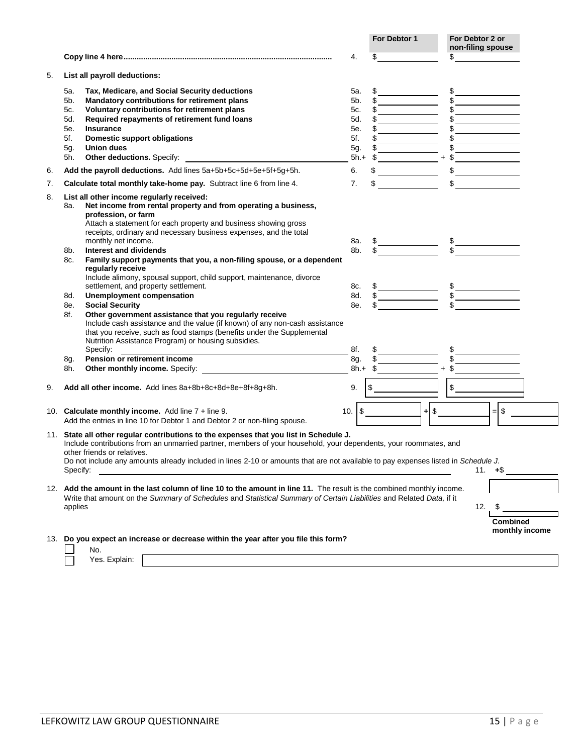| | | | For Debtor 1 | For Debtor 2 or non-filing spouse |
|---|---|---|---|---|
| | **Copy line 4 here**............................................................................................ | 4. | $ | $ |
| 5. | **List all payroll deductions:** | | | |
| 5a. | **Tax, Medicare, and Social Security deductions** | 5a. | $ | $ |
| 5b. | **Mandatory contributions for retirement plans** | 5b. | $ | $ |
| 5c. | **Voluntary contributions for retirement plans** | 5c. | $ | $ |
| 5d. | **Required repayments of retirement fund loans** | 5d. | $ | $ |
| 5e. | **Insurance** | 5e. | $ | $ |
| 5f. | **Domestic support obligations** | 5f. | $ | $ |
| 5g. | **Union dues** | 5g. | $ | $ |
| 5h. | **Other deductions.** Specify: | 5h.+ | $ | + $ |
| 6. | **Add the payroll deductions.** Add lines 5a+5b+5c+5d+5e+5f+5g+5h. | 6. | $ | $ |
| 7. | **Calculate total monthly take-home pay.** Subtract line 6 from line 4. | 7. | $ | $ |
| 8. | **List all other income regularly received:** | | | |
| 8a. | **Net income from rental property and from operating a business, profession, or farm** Attach a statement for each property and business showing gross receipts, ordinary and necessary business expenses, and the total monthly net income. | 8a. | $ | $ |
| 8b. | **Interest and dividends** | 8b. | $ | $ |
| 8c. | **Family support payments that you, a non-filing spouse, or a dependent regularly receive** Include alimony, spousal support, child support, maintenance, divorce settlement, and property settlement. | 8c. | $ | $ |
| 8d. | **Unemployment compensation** | 8d. | $ | $ |
| 8e. | **Social Security** | 8e. | $ | $ |
| 8f. | **Other government assistance that you regularly receive** Include cash assistance and the value (if known) of any non-cash assistance that you receive, such as food stamps (benefits under the Supplemental Nutrition Assistance Program) or housing subsidies. Specify: | 8f. | $ | $ |
| 8g. | **Pension or retirement income** | 8g. | $ | $ |
| 8h. | **Other monthly income.** Specify: | 8h.+ | $ | + $ |
| 9. | **Add all other income.** Add lines 8a+8b+8c+8d+8e+8f+8g+8h. | 9. | $ | $ |

10. **Calculate monthly income.** Add line 7 + line 9. Add the entries in line 10 for Debtor 1 and Debtor 2 or non-filing spouse.

10. $ ______ + $ ______ = $ ______

11. **State all other regular contributions to the expenses that you list in Schedule J.** Include contributions from an unmarried partner, members of your household, your dependents, your roommates, and other friends or relatives.
Do not include any amounts already included in lines 2-10 or amounts that are not available to pay expenses listed in *Schedule J*.
Specify: ______ 11. **+**$ ______

12. **Add the amount in the last column of line 10 to the amount in line 11.** The result is the combined monthly income. Write that amount on the *Summary of Schedules* and *Statistical Summary of Certain Liabilities* and Related *Data,* if it applies

12. $ ______
**Combined monthly income**

13. **Do you expect an increase or decrease within the year after you file this form?**
- ☐ No.
- ☐ Yes. Explain: ______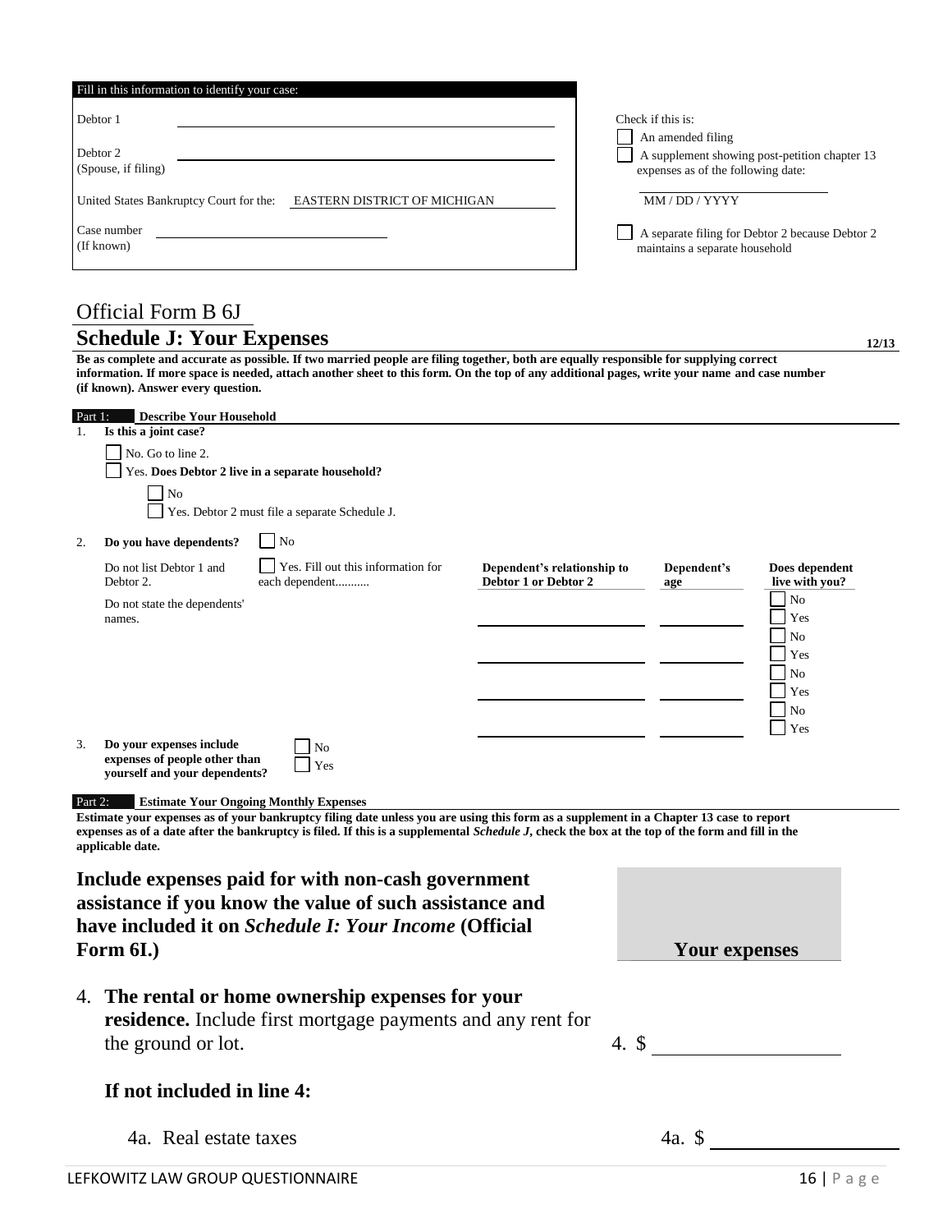Fill in this information to identify your case:

Debtor 1 ______________________________

Debtor 2
(Spouse, if filing) ______________________________

United States Bankruptcy Court for the: EASTERN DISTRICT OF MICHIGAN

Case number
(If known) ______________________________

Check if this is:

- ☐ An amended filing
- ☐ A supplement showing post-petition chapter 13 expenses as of the following date:

  MM / DD / YYYY

- ☐ A separate filing for Debtor 2 because Debtor 2 maintains a separate household

# Official Form B 6J

## Schedule J: Your Expenses

12/13

**Be as complete and accurate as possible. If two married people are filing together, both are equally responsible for supplying correct information. If more space is needed, attach another sheet to this form. On the top of any additional pages, write your name and case number (if known). Answer every question.**

### Part 1: Describe Your Household

1. **Is this a joint case?**
   - ☐ No. Go to line 2.
   - ☐ Yes. **Does Debtor 2 live in a separate household?**
     - ☐ No
     - ☐ Yes. Debtor 2 must file a separate Schedule J.

2. **Do you have dependents?** ☐ No

   Do not list Debtor 1 and Debtor 2.

   Do not state the dependents' names.

   ☐ Yes. Fill out this information for each dependent...........

| Dependent's relationship to Debtor 1 or Debtor 2 | Dependent's age | Does dependent live with you? |
|---|---|---|
| | | ☐ No ☐ Yes |
| | | ☐ No ☐ Yes |
| | | ☐ No ☐ Yes |
| | | ☐ No ☐ Yes |

3. **Do your expenses include expenses of people other than yourself and your dependents?**
   - ☐ No
   - ☐ Yes

### Part 2: Estimate Your Ongoing Monthly Expenses

**Estimate your expenses as of your bankruptcy filing date unless you are using this form as a supplement in a Chapter 13 case to report expenses as of a date after the bankruptcy is filed. If this is a supplemental *Schedule J*, check the box at the top of the form and fill in the applicable date.**

**Include expenses paid for with non-cash government assistance if you know the value of such assistance and have included it on *Schedule I: Your Income* (Official Form 6I.)**

**Your expenses**

4. **The rental or home ownership expenses for your residence.** Include first mortgage payments and any rent for the ground or lot. 4. $ __________

   **If not included in line 4:**

   4a. Real estate taxes 4a. $ __________

LEFKOWITZ LAW GROUP QUESTIONNAIRE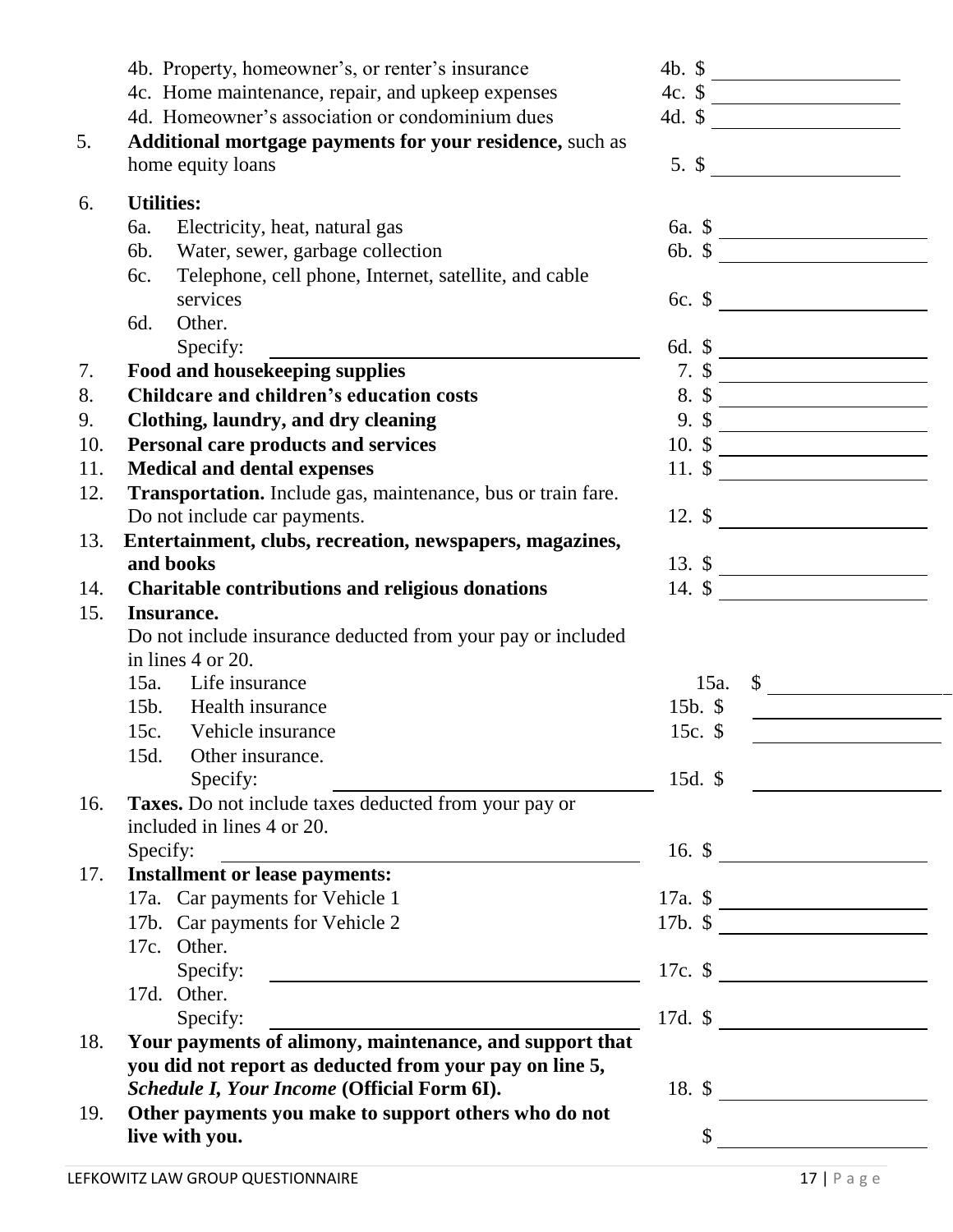4b. Property, homeowner's, or renter's insurance — 4b. $ ____________

4c. Home maintenance, repair, and upkeep expenses — 4c. $ ____________

4d. Homeowner's association or condominium dues — 4d. $ ____________

5. **Additional mortgage payments for your residence,** such as home equity loans — 5. $ ____________

6. **Utilities:**

   6a. Electricity, heat, natural gas — 6a. $ ____________

   6b. Water, sewer, garbage collection — 6b. $ ____________

   6c. Telephone, cell phone, Internet, satellite, and cable services — 6c. $ ____________

   6d. Other. Specify: ____________ — 6d. $ ____________

7. **Food and housekeeping supplies** — 7. $ ____________

8. **Childcare and children's education costs** — 8. $ ____________

9. **Clothing, laundry, and dry cleaning** — 9. $ ____________

10. **Personal care products and services** — 10. $ ____________

11. **Medical and dental expenses** — 11. $ ____________

12. **Transportation.** Include gas, maintenance, bus or train fare. Do not include car payments. — 12. $ ____________

13. **Entertainment, clubs, recreation, newspapers, magazines, and books** — 13. $ ____________

14. **Charitable contributions and religious donations** — 14. $ ____________

15. **Insurance.** Do not include insurance deducted from your pay or included in lines 4 or 20.

    15a. Life insurance — 15a. $ ____________

    15b. Health insurance — 15b. $ ____________

    15c. Vehicle insurance — 15c. $ ____________

    15d. Other insurance. Specify: ____________ — 15d. $ ____________

16. **Taxes.** Do not include taxes deducted from your pay or included in lines 4 or 20. Specify: ____________ — 16. $ ____________

17. **Installment or lease payments:**

    17a. Car payments for Vehicle 1 — 17a. $ ____________

    17b. Car payments for Vehicle 2 — 17b. $ ____________

    17c. Other. Specify: ____________ — 17c. $ ____________

    17d. Other. Specify: ____________ — 17d. $ ____________

18. **Your payments of alimony, maintenance, and support that you did not report as deducted from your pay on line 5, *Schedule I, Your Income* (Official Form 6I).** — 18. $ ____________

19. **Other payments you make to support others who do not live with you.** — $ ____________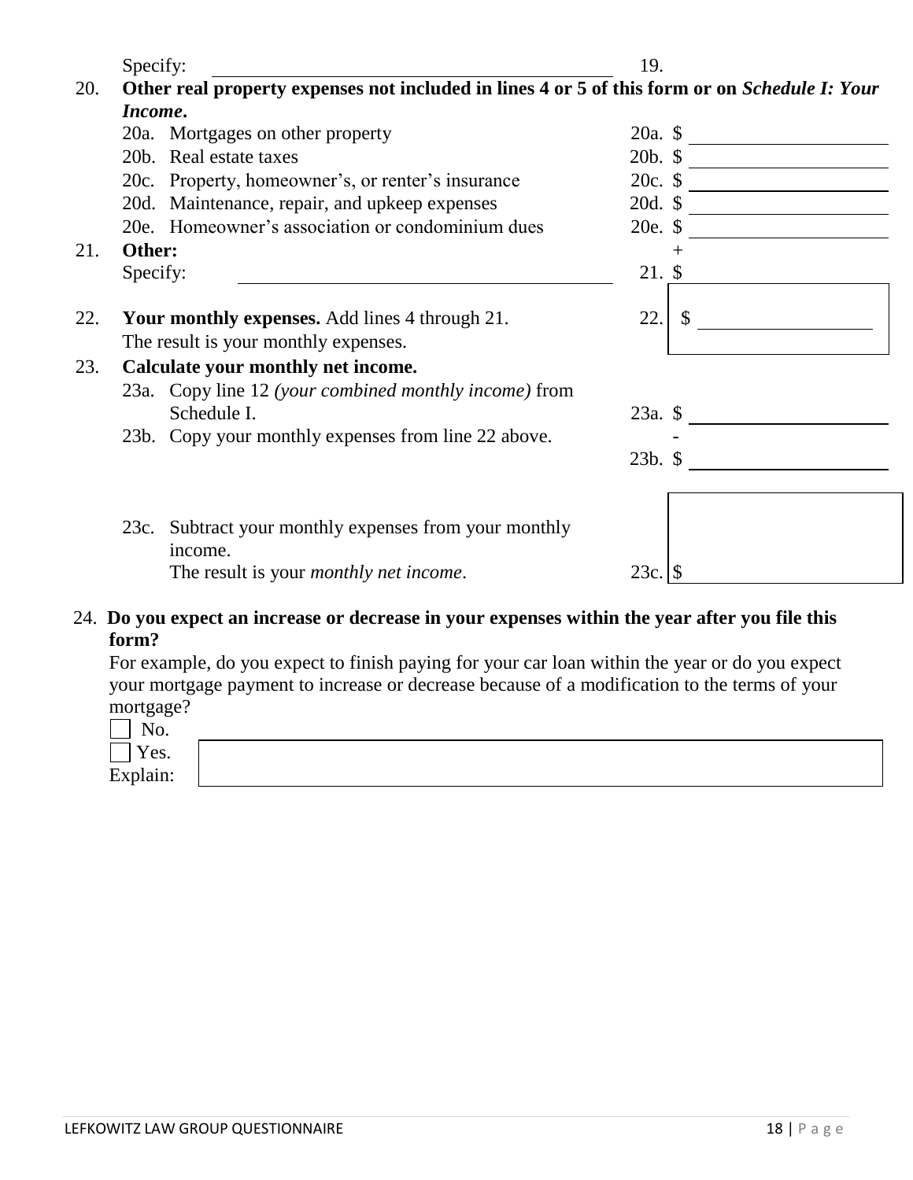Specify: ______________________________ 19.

20. **Other real property expenses not included in lines 4 or 5 of this form or on *Schedule I: Your Income*.**

20a. Mortgages on other property 20a. $ ____________

20b. Real estate taxes 20b. $ ____________

20c. Property, homeowner's, or renter's insurance 20c. $ ____________

20d. Maintenance, repair, and upkeep expenses 20d. $ ____________

20e. Homeowner's association or condominium dues 20e. $ ____________

21. **Other:** +

Specify: ______________________________ 21. $ ____________

22. **Your monthly expenses.** Add lines 4 through 21. The result is your monthly expenses. 22. $ ____________

23. **Calculate your monthly net income.**

23a. Copy line 12 *(your combined monthly income)* from Schedule I. 23a. $ ____________

23b. Copy your monthly expenses from line 22 above. - 23b. $ ____________

23c. Subtract your monthly expenses from your monthly income. The result is your *monthly net income*. 23c. $ ____________

24. **Do you expect an increase or decrease in your expenses within the year after you file this form?**

For example, do you expect to finish paying for your car loan within the year or do you expect your mortgage payment to increase or decrease because of a modification to the terms of your mortgage?

☐ No.

☐ Yes.

Explain: ______________________________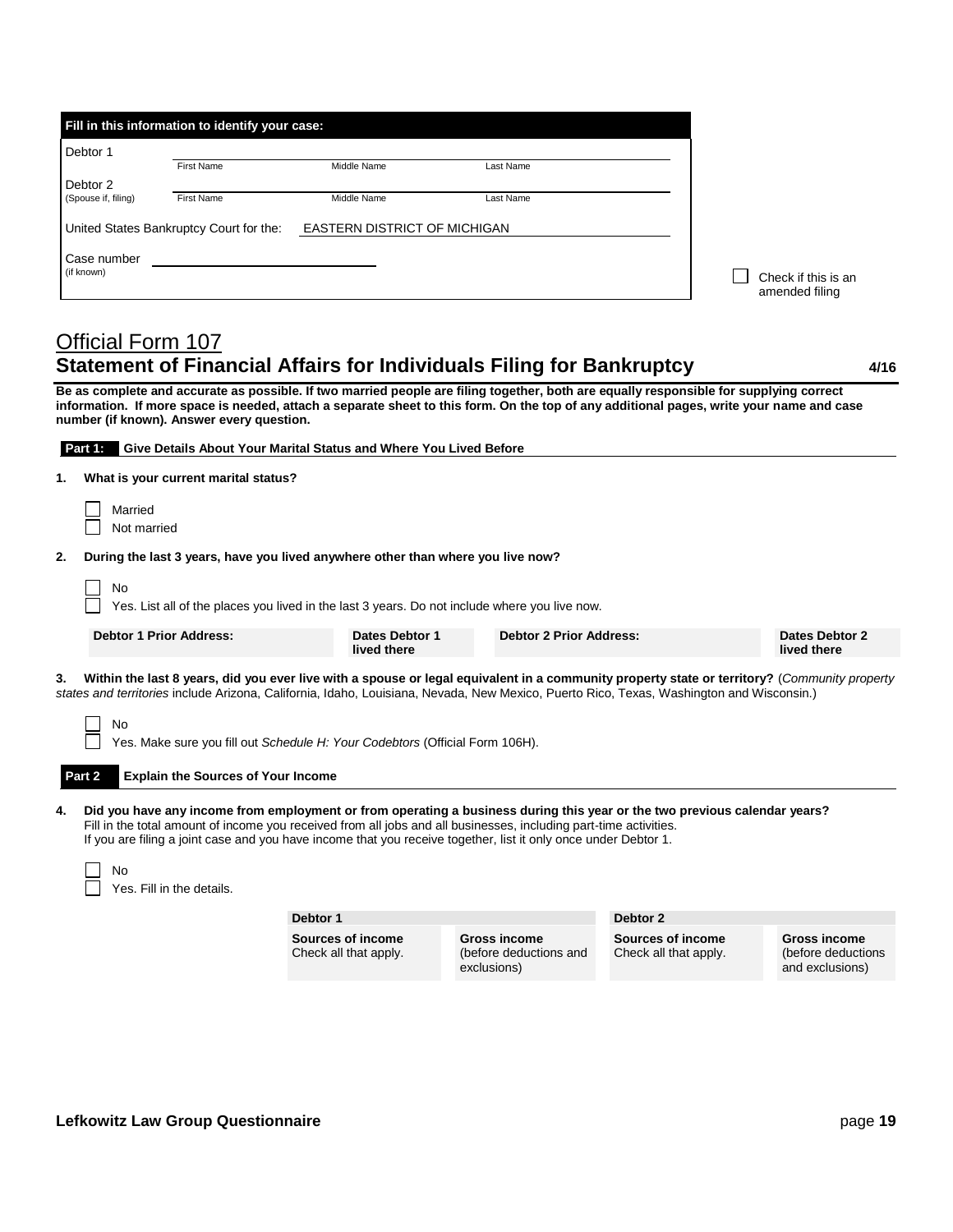| Fill in this information to identify your case: | | | |
|---|---|---|---|
| Debtor 1 | First Name | Middle Name | Last Name |
| Debtor 2 (Spouse if, filing) | First Name | Middle Name | Last Name |
| United States Bankruptcy Court for the: | EASTERN DISTRICT OF MICHIGAN | | |
| Case number (if known) | | | |

☐ Check if this is an amended filing

# Official Form 107

## Statement of Financial Affairs for Individuals Filing for Bankruptcy

**4/16**

**Be as complete and accurate as possible. If two married people are filing together, both are equally responsible for supplying correct information. If more space is needed, attach a separate sheet to this form. On the top of any additional pages, write your name and case number (if known). Answer every question.**

### Part 1: Give Details About Your Marital Status and Where You Lived Before

**1. What is your current marital status?**

☐ Married
☐ Not married

**2. During the last 3 years, have you lived anywhere other than where you live now?**

☐ No
☐ Yes. List all of the places you lived in the last 3 years. Do not include where you live now.

| Debtor 1 Prior Address: | Dates Debtor 1 lived there | Debtor 2 Prior Address: | Dates Debtor 2 lived there |
|---|---|---|---|

**3. Within the last 8 years, did you ever live with a spouse or legal equivalent in a community property state or territory?** (*Community property states and territories* include Arizona, California, Idaho, Louisiana, Nevada, New Mexico, Puerto Rico, Texas, Washington and Wisconsin.)

☐ No
☐ Yes. Make sure you fill out *Schedule H: Your Codebtors* (Official Form 106H).

### Part 2 Explain the Sources of Your Income

**4. Did you have any income from employment or from operating a business during this year or the two previous calendar years?**
Fill in the total amount of income you received from all jobs and all businesses, including part-time activities.
If you are filing a joint case and you have income that you receive together, list it only once under Debtor 1.

☐ No
☐ Yes. Fill in the details.

| Debtor 1 | | Debtor 2 | |
|---|---|---|---|
| **Sources of income** Check all that apply. | **Gross income** (before deductions and exclusions) | **Sources of income** Check all that apply. | **Gross income** (before deductions and exclusions) |

**Lefkowitz Law Group Questionnaire**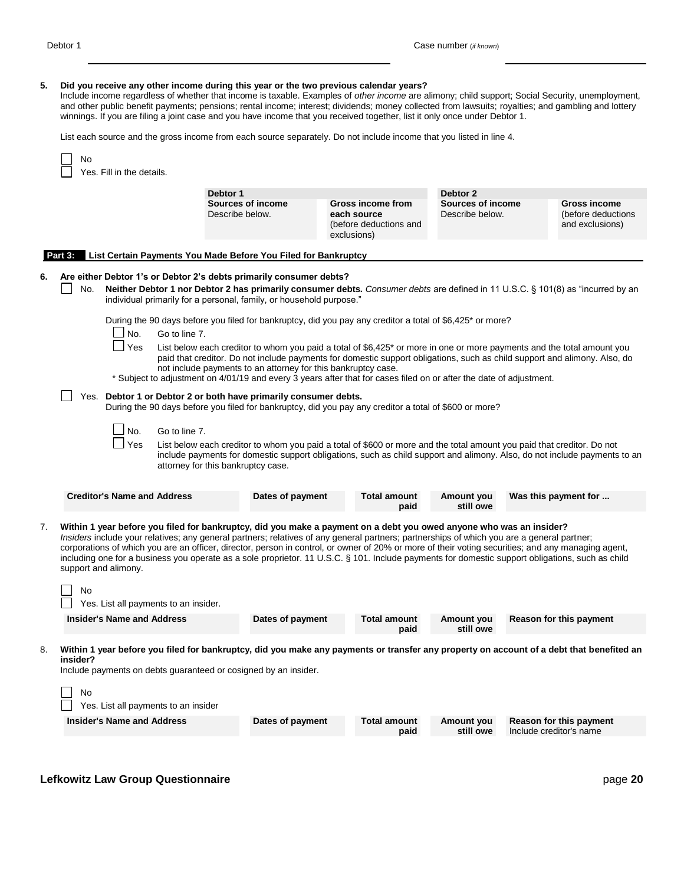Debtor 1 Case number (*if known*)

**5. Did you receive any other income during this year or the two previous calendar years?**

Include income regardless of whether that income is taxable. Examples of *other income* are alimony; child support; Social Security, unemployment, and other public benefit payments; pensions; rental income; interest; dividends; money collected from lawsuits; royalties; and gambling and lottery winnings. If you are filing a joint case and you have income that you received together, list it only once under Debtor 1.

List each source and the gross income from each source separately. Do not include income that you listed in line 4.

- [ ] No
- [ ] Yes. Fill in the details.

| Debtor 1 Sources of income Describe below. | Debtor 1 Gross income from each source (before deductions and exclusions) | Debtor 2 Sources of income Describe below. | Debtor 2 Gross income (before deductions and exclusions) |
|---|---|---|---|

## Part 3: List Certain Payments You Made Before You Filed for Bankruptcy

**6. Are either Debtor 1's or Debtor 2's debts primarily consumer debts?**

- [ ] No. **Neither Debtor 1 nor Debtor 2 has primarily consumer debts.** *Consumer debts* are defined in 11 U.S.C. § 101(8) as "incurred by an individual primarily for a personal, family, or household purpose."

  During the 90 days before you filed for bankruptcy, did you pay any creditor a total of $6,425* or more?

  - [ ] No. Go to line 7.
  - [ ] Yes List below each creditor to whom you paid a total of $6,425* or more in one or more payments and the total amount you paid that creditor. Do not include payments for domestic support obligations, such as child support and alimony. Also, do not include payments to an attorney for this bankruptcy case.

  \* Subject to adjustment on 4/01/19 and every 3 years after that for cases filed on or after the date of adjustment.

- [ ] Yes. **Debtor 1 or Debtor 2 or both have primarily consumer debts.**
  During the 90 days before you filed for bankruptcy, did you pay any creditor a total of $600 or more?

  - [ ] No. Go to line 7.
  - [ ] Yes List below each creditor to whom you paid a total of $600 or more and the total amount you paid that creditor. Do not include payments for domestic support obligations, such as child support and alimony. Also, do not include payments to an attorney for this bankruptcy case.

| Creditor's Name and Address | Dates of payment | Total amount paid | Amount you still owe | Was this payment for ... |
|---|---|---|---|---|

**7. Within 1 year before you filed for bankruptcy, did you make a payment on a debt you owed anyone who was an insider?**

*Insiders* include your relatives; any general partners; relatives of any general partners; partnerships of which you are a general partner; corporations of which you are an officer, director, person in control, or owner of 20% or more of their voting securities; and any managing agent, including one for a business you operate as a sole proprietor. 11 U.S.C. § 101. Include payments for domestic support obligations, such as child support and alimony.

- [ ] No
- [ ] Yes. List all payments to an insider.

| Insider's Name and Address | Dates of payment | Total amount paid | Amount you still owe | Reason for this payment |
|---|---|---|---|---|

**8. Within 1 year before you filed for bankruptcy, did you make any payments or transfer any property on account of a debt that benefited an insider?**

Include payments on debts guaranteed or cosigned by an insider.

- [ ] No
- [ ] Yes. List all payments to an insider

| Insider's Name and Address | Dates of payment | Total amount paid | Amount you still owe | Reason for this payment Include creditor's name |
|---|---|---|---|---|

**Lefkowitz Law Group Questionnaire**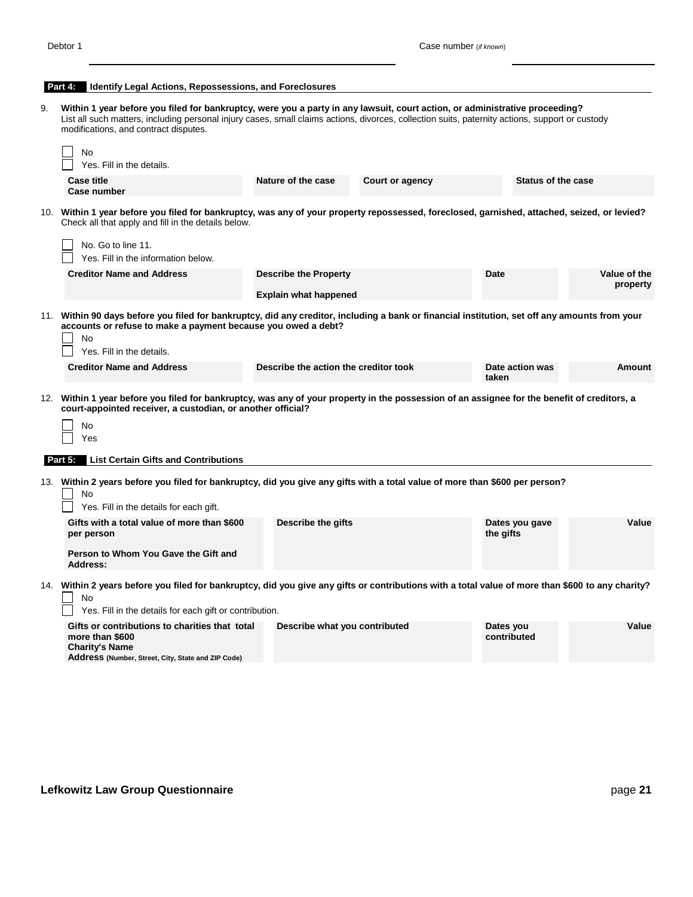Debtor 1 Case number (*if known*)

## Part 4: Identify Legal Actions, Repossessions, and Foreclosures

9. **Within 1 year before you filed for bankruptcy, were you a party in any lawsuit, court action, or administrative proceeding?**
List all such matters, including personal injury cases, small claims actions, divorces, collection suits, paternity actions, support or custody modifications, and contract disputes.

- ☐ No
- ☐ Yes. Fill in the details.

| Case title<br>Case number | Nature of the case | Court or agency | Status of the case |
|---|---|---|---|

10. **Within 1 year before you filed for bankruptcy, was any of your property repossessed, foreclosed, garnished, attached, seized, or levied?**
Check all that apply and fill in the details below.

- ☐ No. Go to line 11.
- ☐ Yes. Fill in the information below.

| Creditor Name and Address | Describe the Property<br>Explain what happened | Date | Value of the property |
|---|---|---|---|

11. **Within 90 days before you filed for bankruptcy, did any creditor, including a bank or financial institution, set off any amounts from your accounts or refuse to make a payment because you owed a debt?**

- ☐ No
- ☐ Yes. Fill in the details.

| Creditor Name and Address | Describe the action the creditor took | Date action was taken | Amount |
|---|---|---|---|

12. **Within 1 year before you filed for bankruptcy, was any of your property in the possession of an assignee for the benefit of creditors, a court-appointed receiver, a custodian, or another official?**

- ☐ No
- ☐ Yes

## Part 5: List Certain Gifts and Contributions

13. **Within 2 years before you filed for bankruptcy, did you give any gifts with a total value of more than $600 per person?**

- ☐ No
- ☐ Yes. Fill in the details for each gift.

| Gifts with a total value of more than $600 per person<br><br>Person to Whom You Gave the Gift and Address: | Describe the gifts | Dates you gave the gifts | Value |
|---|---|---|---|

14. **Within 2 years before you filed for bankruptcy, did you give any gifts or contributions with a total value of more than $600 to any charity?**

- ☐ No
- ☐ Yes. Fill in the details for each gift or contribution.

| Gifts or contributions to charities that total more than $600<br>Charity's Name<br>Address (Number, Street, City, State and ZIP Code) | Describe what you contributed | Dates you contributed | Value |
|---|---|---|---|

**Lefkowitz Law Group Questionnaire**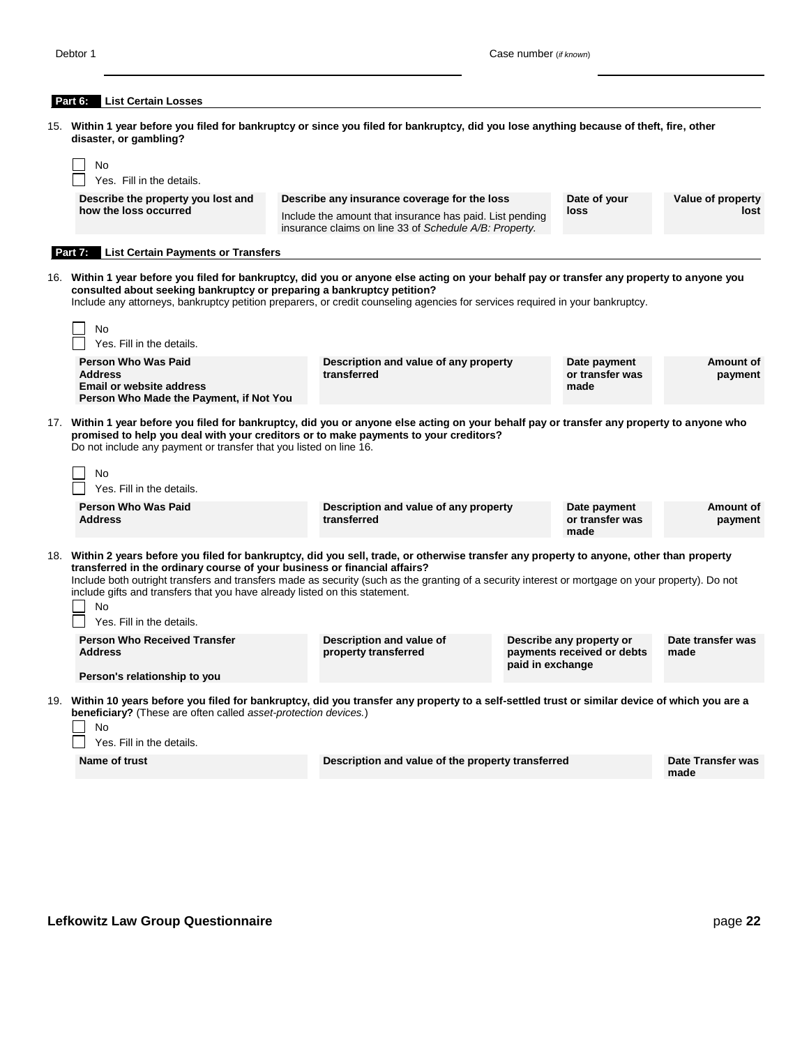Debtor 1 Case number (*if known*)

## Part 6: List Certain Losses

15. **Within 1 year before you filed for bankruptcy or since you filed for bankruptcy, did you lose anything because of theft, fire, other disaster, or gambling?**

- [ ] No
- [ ] Yes. Fill in the details.

| Describe the property you lost and how the loss occurred | Describe any insurance coverage for the loss<br>Include the amount that insurance has paid. List pending insurance claims on line 33 of *Schedule A/B: Property.* | Date of your loss | Value of property lost |
|---|---|---|---|

## Part 7: List Certain Payments or Transfers

16. **Within 1 year before you filed for bankruptcy, did you or anyone else acting on your behalf pay or transfer any property to anyone you consulted about seeking bankruptcy or preparing a bankruptcy petition?**
Include any attorneys, bankruptcy petition preparers, or credit counseling agencies for services required in your bankruptcy.

- [ ] No
- [ ] Yes. Fill in the details.

| Person Who Was Paid<br>Address<br>Email or website address<br>Person Who Made the Payment, if Not You | Description and value of any property transferred | Date payment or transfer was made | Amount of payment |
|---|---|---|---|

17. **Within 1 year before you filed for bankruptcy, did you or anyone else acting on your behalf pay or transfer any property to anyone who promised to help you deal with your creditors or to make payments to your creditors?**
Do not include any payment or transfer that you listed on line 16.

- [ ] No
- [ ] Yes. Fill in the details.

| Person Who Was Paid<br>Address | Description and value of any property transferred | Date payment or transfer was made | Amount of payment |
|---|---|---|---|

18. **Within 2 years before you filed for bankruptcy, did you sell, trade, or otherwise transfer any property to anyone, other than property transferred in the ordinary course of your business or financial affairs?**
Include both outright transfers and transfers made as security (such as the granting of a security interest or mortgage on your property). Do not include gifts and transfers that you have already listed on this statement.

- [ ] No
- [ ] Yes. Fill in the details.

| Person Who Received Transfer<br>Address<br><br>Person's relationship to you | Description and value of property transferred | Describe any property or payments received or debts paid in exchange | Date transfer was made |
|---|---|---|---|

19. **Within 10 years before you filed for bankruptcy, did you transfer any property to a self-settled trust or similar device of which you are a beneficiary?** (These are often called *asset-protection devices.*)

- [ ] No
- [ ] Yes. Fill in the details.

| Name of trust | Description and value of the property transferred | Date Transfer was made |
|---|---|---|

**Lefkowitz Law Group Questionnaire**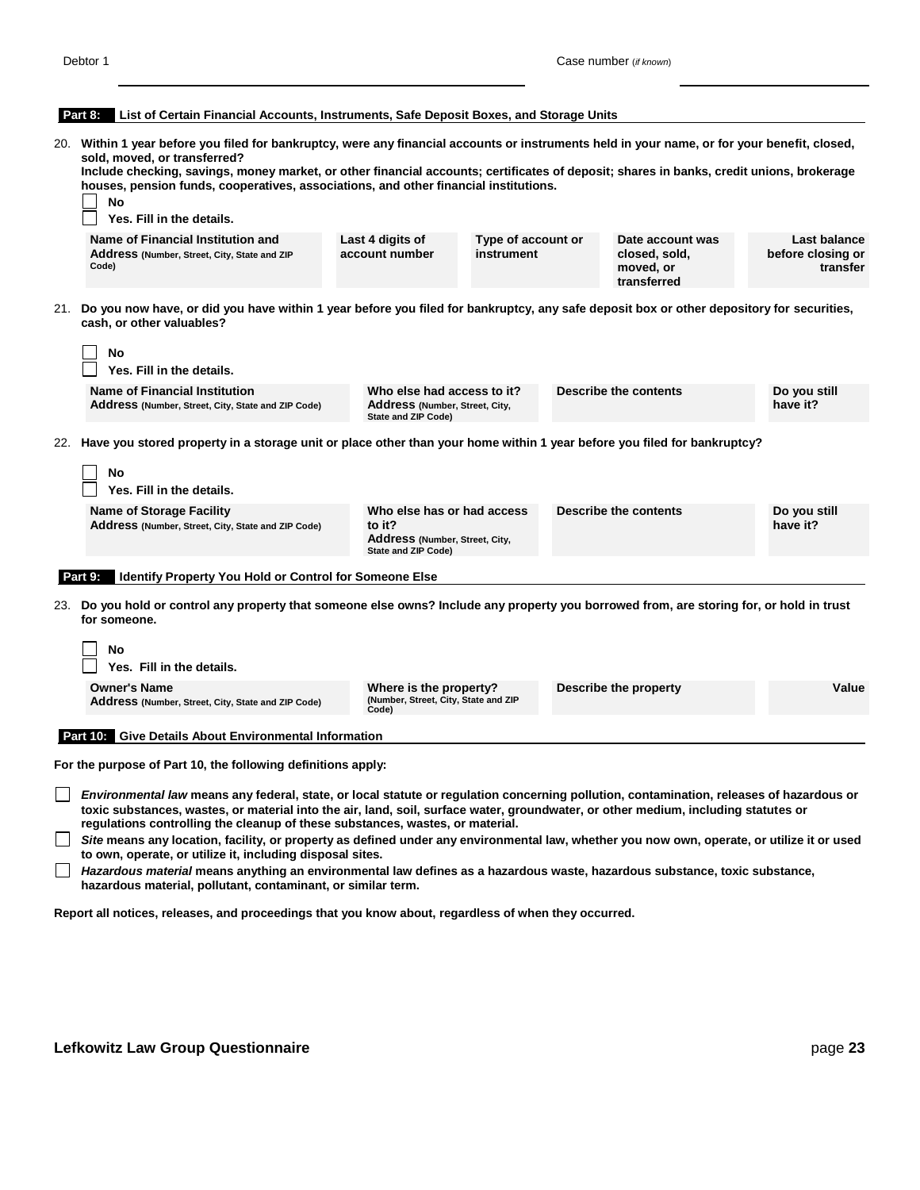Debtor 1 _______________________________ Case number (*if known*) _______________

## Part 8: List of Certain Financial Accounts, Instruments, Safe Deposit Boxes, and Storage Units

**20. Within 1 year before you filed for bankruptcy, were any financial accounts or instruments held in your name, or for your benefit, closed, sold, moved, or transferred?**
**Include checking, savings, money market, or other financial accounts; certificates of deposit; shares in banks, credit unions, brokerage houses, pension funds, cooperatives, associations, and other financial institutions.**

☐ **No**
☐ **Yes. Fill in the details.**

| Name of Financial Institution and Address (Number, Street, City, State and ZIP Code) | Last 4 digits of account number | Type of account or instrument | Date account was closed, sold, moved, or transferred | Last balance before closing or transfer |
|---|---|---|---|---|

**21. Do you now have, or did you have within 1 year before you filed for bankruptcy, any safe deposit box or other depository for securities, cash, or other valuables?**

☐ **No**
☐ **Yes. Fill in the details.**

| Name of Financial Institution Address (Number, Street, City, State and ZIP Code) | Who else had access to it? Address (Number, Street, City, State and ZIP Code) | Describe the contents | Do you still have it? |
|---|---|---|---|

**22. Have you stored property in a storage unit or place other than your home within 1 year before you filed for bankruptcy?**

☐ **No**
☐ **Yes. Fill in the details.**

| Name of Storage Facility Address (Number, Street, City, State and ZIP Code) | Who else has or had access to it? Address (Number, Street, City, State and ZIP Code) | Describe the contents | Do you still have it? |
|---|---|---|---|

## Part 9: Identify Property You Hold or Control for Someone Else

**23. Do you hold or control any property that someone else owns? Include any property you borrowed from, are storing for, or hold in trust for someone.**

☐ **No**
☐ **Yes. Fill in the details.**

| Owner's Name Address (Number, Street, City, State and ZIP Code) | Where is the property? (Number, Street, City, State and ZIP Code) | Describe the property | Value |
|---|---|---|---|

## Part 10: Give Details About Environmental Information

**For the purpose of Part 10, the following definitions apply:**

☐ ***Environmental law*** **means any federal, state, or local statute or regulation concerning pollution, contamination, releases of hazardous or toxic substances, wastes, or material into the air, land, soil, surface water, groundwater, or other medium, including statutes or regulations controlling the cleanup of these substances, wastes, or material.**

☐ ***Site*** **means any location, facility, or property as defined under any environmental law, whether you now own, operate, or utilize it or used to own, operate, or utilize it, including disposal sites.**

☐ ***Hazardous material*** **means anything an environmental law defines as a hazardous waste, hazardous substance, toxic substance, hazardous material, pollutant, contaminant, or similar term.**

**Report all notices, releases, and proceedings that you know about, regardless of when they occurred.**

**Lefkowitz Law Group Questionnaire**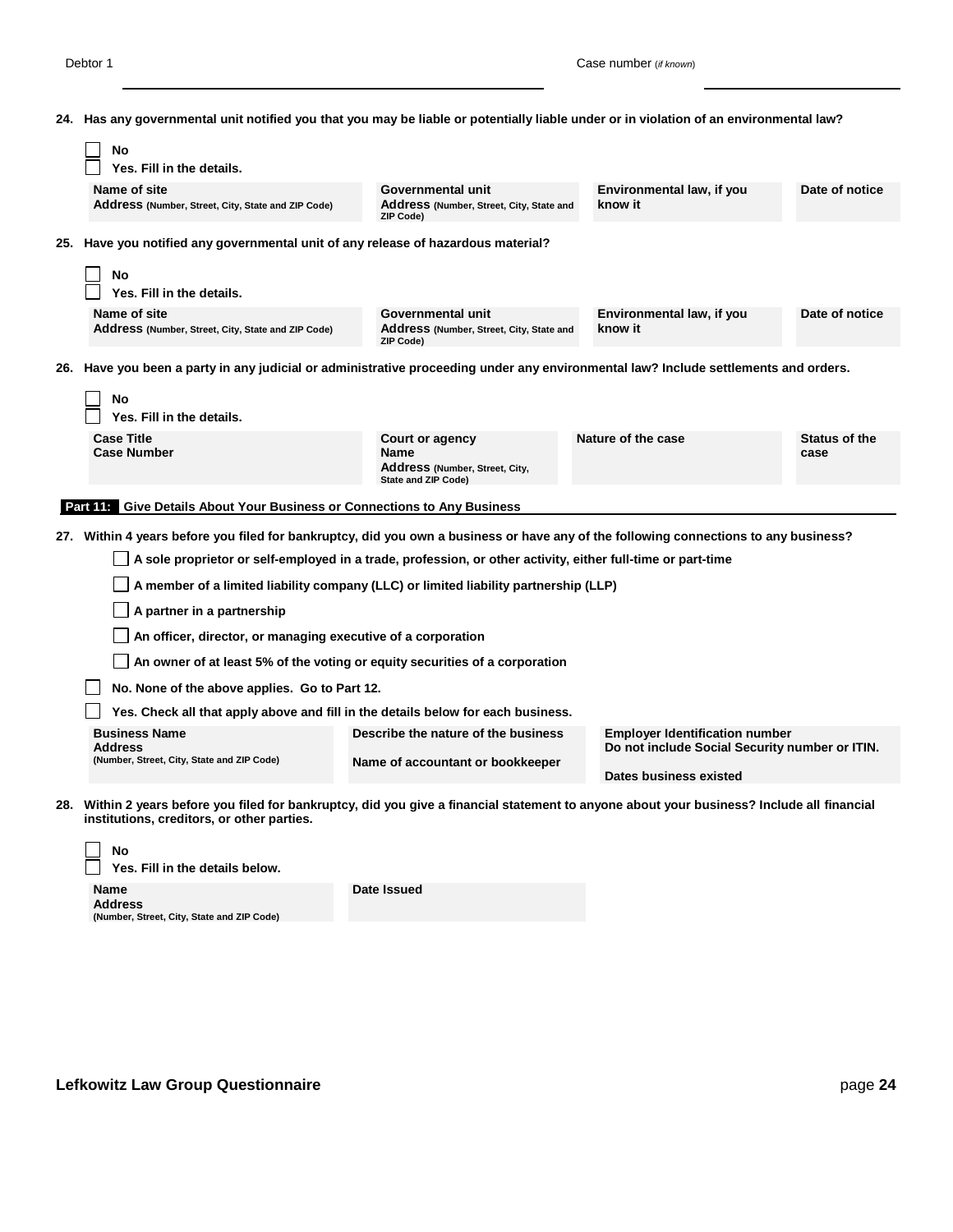Debtor 1 Case number *(if known)*

**24. Has any governmental unit notified you that you may be liable or potentially liable under or in violation of an environmental law?**

- ☐ **No**
- ☐ **Yes. Fill in the details.**

| Name of site<br>Address (Number, Street, City, State and ZIP Code) | Governmental unit<br>Address (Number, Street, City, State and ZIP Code) | Environmental law, if you know it | Date of notice |
|---|---|---|---|

**25. Have you notified any governmental unit of any release of hazardous material?**

- ☐ **No**
- ☐ **Yes. Fill in the details.**

| Name of site<br>Address (Number, Street, City, State and ZIP Code) | Governmental unit<br>Address (Number, Street, City, State and ZIP Code) | Environmental law, if you know it | Date of notice |
|---|---|---|---|

**26. Have you been a party in any judicial or administrative proceeding under any environmental law? Include settlements and orders.**

- ☐ **No**
- ☐ **Yes. Fill in the details.**

| Case Title<br>Case Number | Court or agency<br>Name<br>Address (Number, Street, City, State and ZIP Code) | Nature of the case | Status of the case |
|---|---|---|---|

## Part 11: Give Details About Your Business or Connections to Any Business

**27. Within 4 years before you filed for bankruptcy, did you own a business or have any of the following connections to any business?**

- ☐ **A sole proprietor or self-employed in a trade, profession, or other activity, either full-time or part-time**
- ☐ **A member of a limited liability company (LLC) or limited liability partnership (LLP)**
- ☐ **A partner in a partnership**
- ☐ **An officer, director, or managing executive of a corporation**
- ☐ **An owner of at least 5% of the voting or equity securities of a corporation**

- ☐ **No. None of the above applies. Go to Part 12.**
- ☐ **Yes. Check all that apply above and fill in the details below for each business.**

| Business Name<br>Address<br>(Number, Street, City, State and ZIP Code) | Describe the nature of the business<br><br>Name of accountant or bookkeeper | Employer Identification number<br>Do not include Social Security number or ITIN.<br><br>Dates business existed |
|---|---|---|

**28. Within 2 years before you filed for bankruptcy, did you give a financial statement to anyone about your business? Include all financial institutions, creditors, or other parties.**

- ☐ **No**
- ☐ **Yes. Fill in the details below.**

| Name<br>Address<br>(Number, Street, City, State and ZIP Code) | Date Issued |
|---|---|

**Lefkowitz Law Group Questionnaire**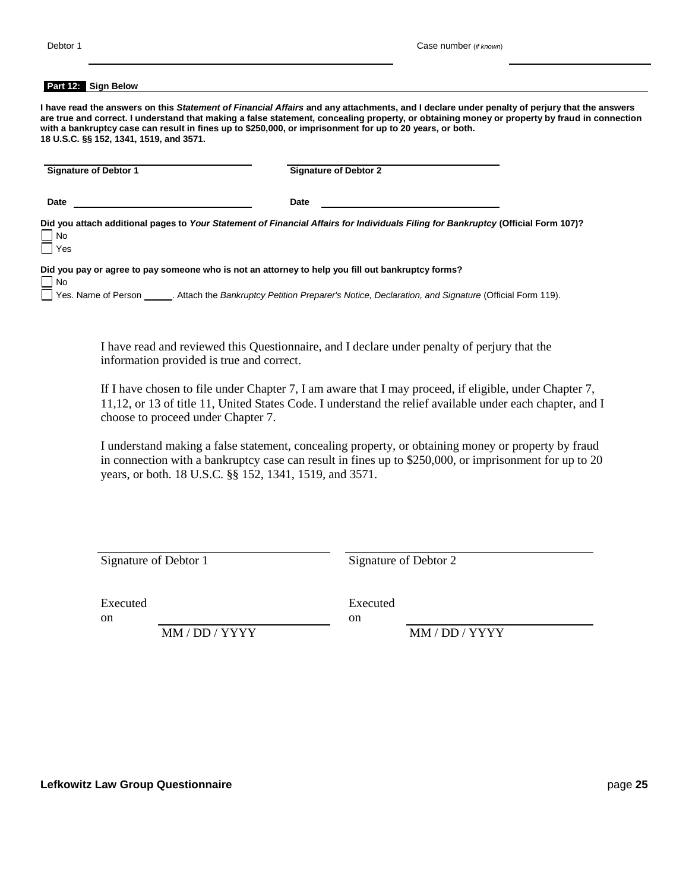Debtor 1 ______________________________ Case number (*if known*) ______________

## Part 12: Sign Below

**I have read the answers on this *Statement of Financial Affairs* and any attachments, and I declare under penalty of perjury that the answers are true and correct. I understand that making a false statement, concealing property, or obtaining money or property by fraud in connection with a bankruptcy case can result in fines up to $250,000, or imprisonment for up to 20 years, or both. 18 U.S.C. §§ 152, 1341, 1519, and 3571.**

______________________________ ______________________________
**Signature of Debtor 1** **Signature of Debtor 2**

**Date** ______________________________ **Date** ______________________________

**Did you attach additional pages to *Your Statement of Financial Affairs for Individuals Filing for Bankruptcy* (Official Form 107)?**

- ☐ No
- ☐ Yes

**Did you pay or agree to pay someone who is not an attorney to help you fill out bankruptcy forms?**

- ☐ No
- ☐ Yes. Name of Person ______. Attach the *Bankruptcy Petition Preparer's Notice, Declaration, and Signature* (Official Form 119).

I have read and reviewed this Questionnaire, and I declare under penalty of perjury that the information provided is true and correct.

If I have chosen to file under Chapter 7, I am aware that I may proceed, if eligible, under Chapter 7, 11,12, or 13 of title 11, United States Code. I understand the relief available under each chapter, and I choose to proceed under Chapter 7.

I understand making a false statement, concealing property, or obtaining money or property by fraud in connection with a bankruptcy case can result in fines up to $250,000, or imprisonment for up to 20 years, or both. 18 U.S.C. §§ 152, 1341, 1519, and 3571.

______________________________ ______________________________
Signature of Debtor 1 Signature of Debtor 2

Executed on ______________________ Executed on ______________________
MM / DD / YYYY MM / DD / YYYY